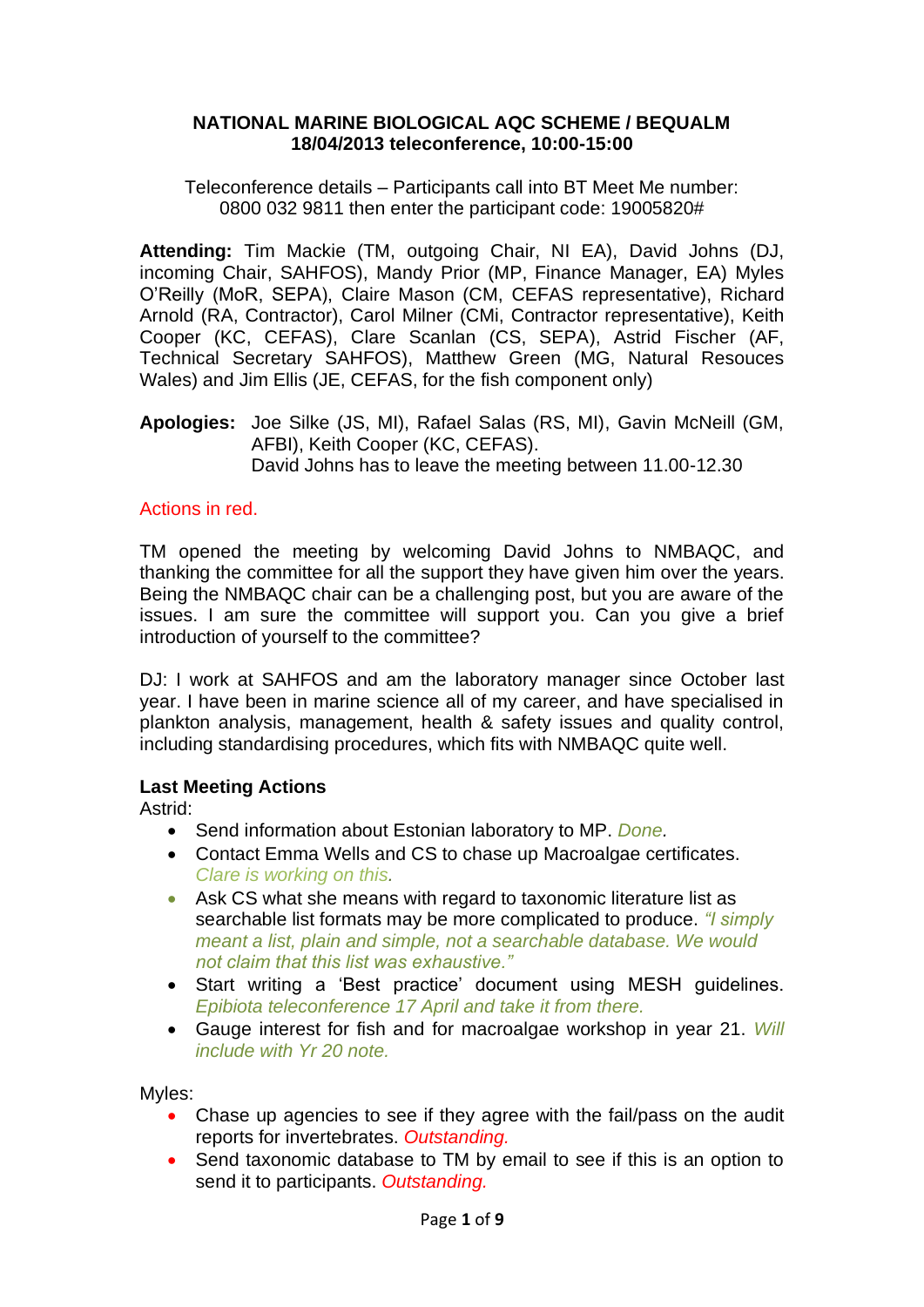**NATIONAL MARINE BIOLOGICAL AQC SCHEME / BEQUALM**
**18/04/2013 teleconference, 10:00-15:00**

Teleconference details – Participants call into BT Meet Me number: 0800 032 9811 then enter the participant code: 19005820#

**Attending:** Tim Mackie (TM, outgoing Chair, NI EA), David Johns (DJ, incoming Chair, SAHFOS), Mandy Prior (MP, Finance Manager, EA) Myles O'Reilly (MoR, SEPA), Claire Mason (CM, CEFAS representative), Richard Arnold (RA, Contractor), Carol Milner (CMi, Contractor representative), Keith Cooper (KC, CEFAS), Clare Scanlan (CS, SEPA), Astrid Fischer (AF, Technical Secretary SAHFOS), Matthew Green (MG, Natural Resouces Wales) and Jim Ellis (JE, CEFAS, for the fish component only)

**Apologies:** Joe Silke (JS, MI), Rafael Salas (RS, MI), Gavin McNeill (GM, AFBI), Keith Cooper (KC, CEFAS).
David Johns has to leave the meeting between 11.00-12.30

Actions in red.

TM opened the meeting by welcoming David Johns to NMBAQC, and thanking the committee for all the support they have given him over the years. Being the NMBAQC chair can be a challenging post, but you are aware of the issues. I am sure the committee will support you. Can you give a brief introduction of yourself to the committee?

DJ: I work at SAHFOS and am the laboratory manager since October last year. I have been in marine science all of my career, and have specialised in plankton analysis, management, health & safety issues and quality control, including standardising procedures, which fits with NMBAQC quite well.

**Last Meeting Actions**

Astrid:

- Send information about Estonian laboratory to MP. *Done.*
- Contact Emma Wells and CS to chase up Macroalgae certificates. *Clare is working on this.*
- Ask CS what she means with regard to taxonomic literature list as searchable list formats may be more complicated to produce. *"I simply meant a list, plain and simple, not a searchable database. We would not claim that this list was exhaustive."*
- Start writing a 'Best practice' document using MESH guidelines. *Epibiota teleconference 17 April and take it from there.*
- Gauge interest for fish and for macroalgae workshop in year 21. *Will include with Yr 20 note.*

Myles:

- Chase up agencies to see if they agree with the fail/pass on the audit reports for invertebrates. Outstanding.
- Send taxonomic database to TM by email to see if this is an option to send it to participants. Outstanding.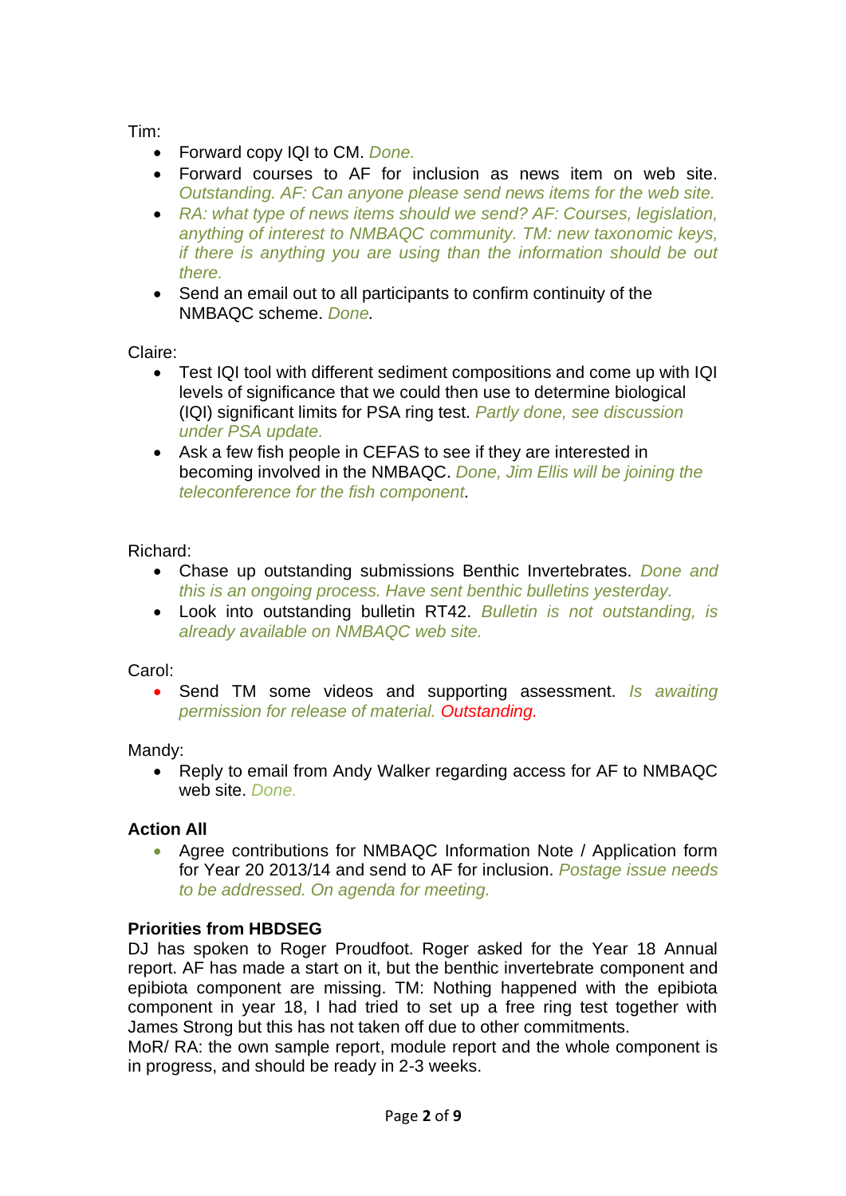Tim:

- Forward copy IQI to CM. *Done.*
- Forward courses to AF for inclusion as news item on web site. *Outstanding. AF: Can anyone please send news items for the web site.*
- *RA: what type of news items should we send? AF: Courses, legislation, anything of interest to NMBAQC community. TM: new taxonomic keys, if there is anything you are using than the information should be out there.*
- Send an email out to all participants to confirm continuity of the NMBAQC scheme. *Done*.

Claire:

- Test IQI tool with different sediment compositions and come up with IQI levels of significance that we could then use to determine biological (IQI) significant limits for PSA ring test. *Partly done, see discussion under PSA update.*
- Ask a few fish people in CEFAS to see if they are interested in becoming involved in the NMBAQC. *Done, Jim Ellis will be joining the teleconference for the fish component*.

Richard:

- Chase up outstanding submissions Benthic Invertebrates. *Done and this is an ongoing process. Have sent benthic bulletins yesterday.*
- Look into outstanding bulletin RT42. *Bulletin is not outstanding, is already available on NMBAQC web site.*

Carol:

- Send TM some videos and supporting assessment. *Is awaiting permission for release of material. Outstanding.*

Mandy:

- Reply to email from Andy Walker regarding access for AF to NMBAQC web site. *Done.*

**Action All**

- Agree contributions for NMBAQC Information Note / Application form for Year 20 2013/14 and send to AF for inclusion. *Postage issue needs to be addressed. On agenda for meeting.*

**Priorities from HBDSEG**

DJ has spoken to Roger Proudfoot. Roger asked for the Year 18 Annual report. AF has made a start on it, but the benthic invertebrate component and epibiota component are missing. TM: Nothing happened with the epibiota component in year 18, I had tried to set up a free ring test together with James Strong but this has not taken off due to other commitments.
MoR/ RA: the own sample report, module report and the whole component is in progress, and should be ready in 2-3 weeks.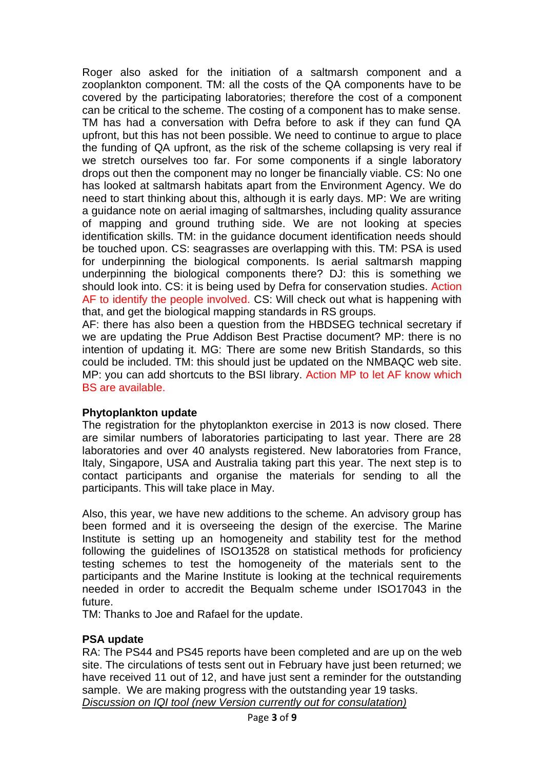Roger also asked for the initiation of a saltmarsh component and a zooplankton component. TM: all the costs of the QA components have to be covered by the participating laboratories; therefore the cost of a component can be critical to the scheme. The costing of a component has to make sense. TM has had a conversation with Defra before to ask if they can fund QA upfront, but this has not been possible. We need to continue to argue to place the funding of QA upfront, as the risk of the scheme collapsing is very real if we stretch ourselves too far. For some components if a single laboratory drops out then the component may no longer be financially viable. CS: No one has looked at saltmarsh habitats apart from the Environment Agency. We do need to start thinking about this, although it is early days. MP: We are writing a guidance note on aerial imaging of saltmarshes, including quality assurance of mapping and ground truthing side. We are not looking at species identification skills. TM: in the guidance document identification needs should be touched upon. CS: seagrasses are overlapping with this. TM: PSA is used for underpinning the biological components. Is aerial saltmarsh mapping underpinning the biological components there? DJ: this is something we should look into. CS: it is being used by Defra for conservation studies. Action AF to identify the people involved. CS: Will check out what is happening with that, and get the biological mapping standards in RS groups.

AF: there has also been a question from the HBDSEG technical secretary if we are updating the Prue Addison Best Practise document? MP: there is no intention of updating it. MG: There are some new British Standards, so this could be included. TM: this should just be updated on the NMBAQC web site. MP: you can add shortcuts to the BSI library. Action MP to let AF know which BS are available.

**Phytoplankton update**

The registration for the phytoplankton exercise in 2013 is now closed. There are similar numbers of laboratories participating to last year. There are 28 laboratories and over 40 analysts registered. New laboratories from France, Italy, Singapore, USA and Australia taking part this year. The next step is to contact participants and organise the materials for sending to all the participants. This will take place in May.

Also, this year, we have new additions to the scheme. An advisory group has been formed and it is overseeing the design of the exercise. The Marine Institute is setting up an homogeneity and stability test for the method following the guidelines of ISO13528 on statistical methods for proficiency testing schemes to test the homogeneity of the materials sent to the participants and the Marine Institute is looking at the technical requirements needed in order to accredit the Bequalm scheme under ISO17043 in the future.

TM: Thanks to Joe and Rafael for the update.

**PSA update**

RA: The PS44 and PS45 reports have been completed and are up on the web site. The circulations of tests sent out in February have just been returned; we have received 11 out of 12, and have just sent a reminder for the outstanding sample. We are making progress with the outstanding year 19 tasks.

*Discussion on IQI tool (new Version currently out for consulatation)*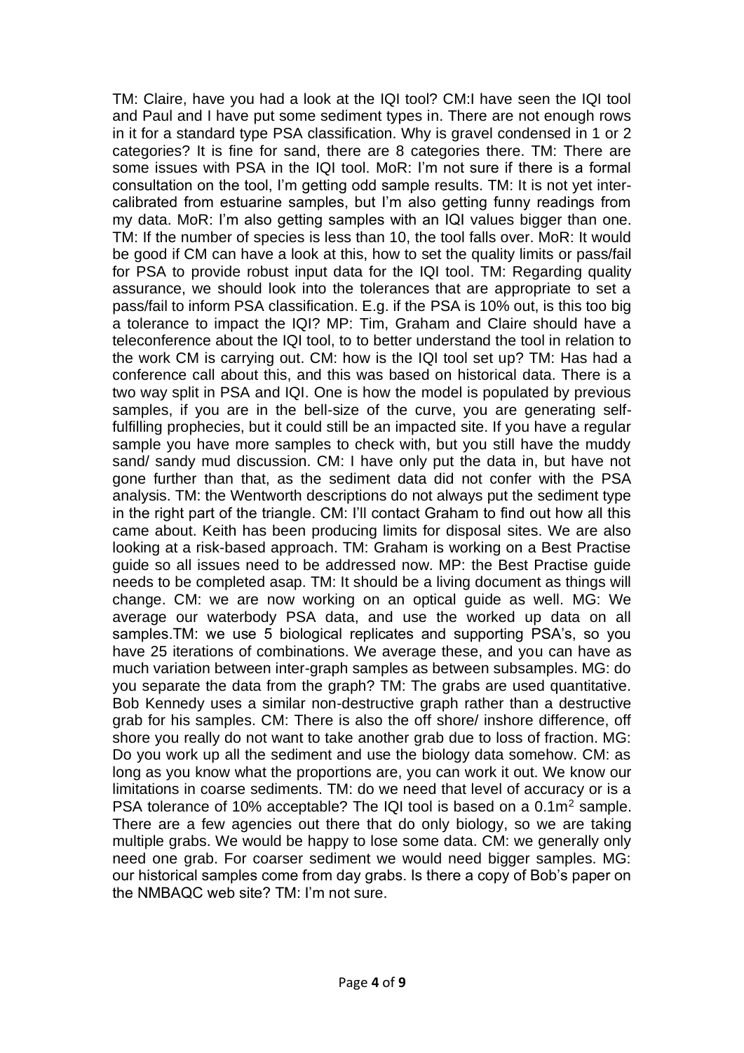TM: Claire, have you had a look at the IQI tool? CM:I have seen the IQI tool and Paul and I have put some sediment types in. There are not enough rows in it for a standard type PSA classification. Why is gravel condensed in 1 or 2 categories? It is fine for sand, there are 8 categories there. TM: There are some issues with PSA in the IQI tool. MoR: I'm not sure if there is a formal consultation on the tool, I'm getting odd sample results. TM: It is not yet inter-calibrated from estuarine samples, but I'm also getting funny readings from my data. MoR: I'm also getting samples with an IQI values bigger than one. TM: If the number of species is less than 10, the tool falls over. MoR: It would be good if CM can have a look at this, how to set the quality limits or pass/fail for PSA to provide robust input data for the IQI tool. TM: Regarding quality assurance, we should look into the tolerances that are appropriate to set a pass/fail to inform PSA classification. E.g. if the PSA is 10% out, is this too big a tolerance to impact the IQI? MP: Tim, Graham and Claire should have a teleconference about the IQI tool, to to better understand the tool in relation to the work CM is carrying out. CM: how is the IQI tool set up? TM: Has had a conference call about this, and this was based on historical data. There is a two way split in PSA and IQI. One is how the model is populated by previous samples, if you are in the bell-size of the curve, you are generating self-fulfilling prophecies, but it could still be an impacted site. If you have a regular sample you have more samples to check with, but you still have the muddy sand/ sandy mud discussion. CM: I have only put the data in, but have not gone further than that, as the sediment data did not confer with the PSA analysis. TM: the Wentworth descriptions do not always put the sediment type in the right part of the triangle. CM: I'll contact Graham to find out how all this came about. Keith has been producing limits for disposal sites. We are also looking at a risk-based approach. TM: Graham is working on a Best Practise guide so all issues need to be addressed now. MP: the Best Practise guide needs to be completed asap. TM: It should be a living document as things will change. CM: we are now working on an optical guide as well. MG: We average our waterbody PSA data, and use the worked up data on all samples.TM: we use 5 biological replicates and supporting PSA's, so you have 25 iterations of combinations. We average these, and you can have as much variation between inter-graph samples as between subsamples. MG: do you separate the data from the graph? TM: The grabs are used quantitative. Bob Kennedy uses a similar non-destructive graph rather than a destructive grab for his samples. CM: There is also the off shore/ inshore difference, off shore you really do not want to take another grab due to loss of fraction. MG: Do you work up all the sediment and use the biology data somehow. CM: as long as you know what the proportions are, you can work it out. We know our limitations in coarse sediments. TM: do we need that level of accuracy or is a PSA tolerance of 10% acceptable? The IQI tool is based on a $0.1m^2$ sample. There are a few agencies out there that do only biology, so we are taking multiple grabs. We would be happy to lose some data. CM: we generally only need one grab. For coarser sediment we would need bigger samples. MG: our historical samples come from day grabs. Is there a copy of Bob's paper on the NMBAQC web site? TM: I'm not sure.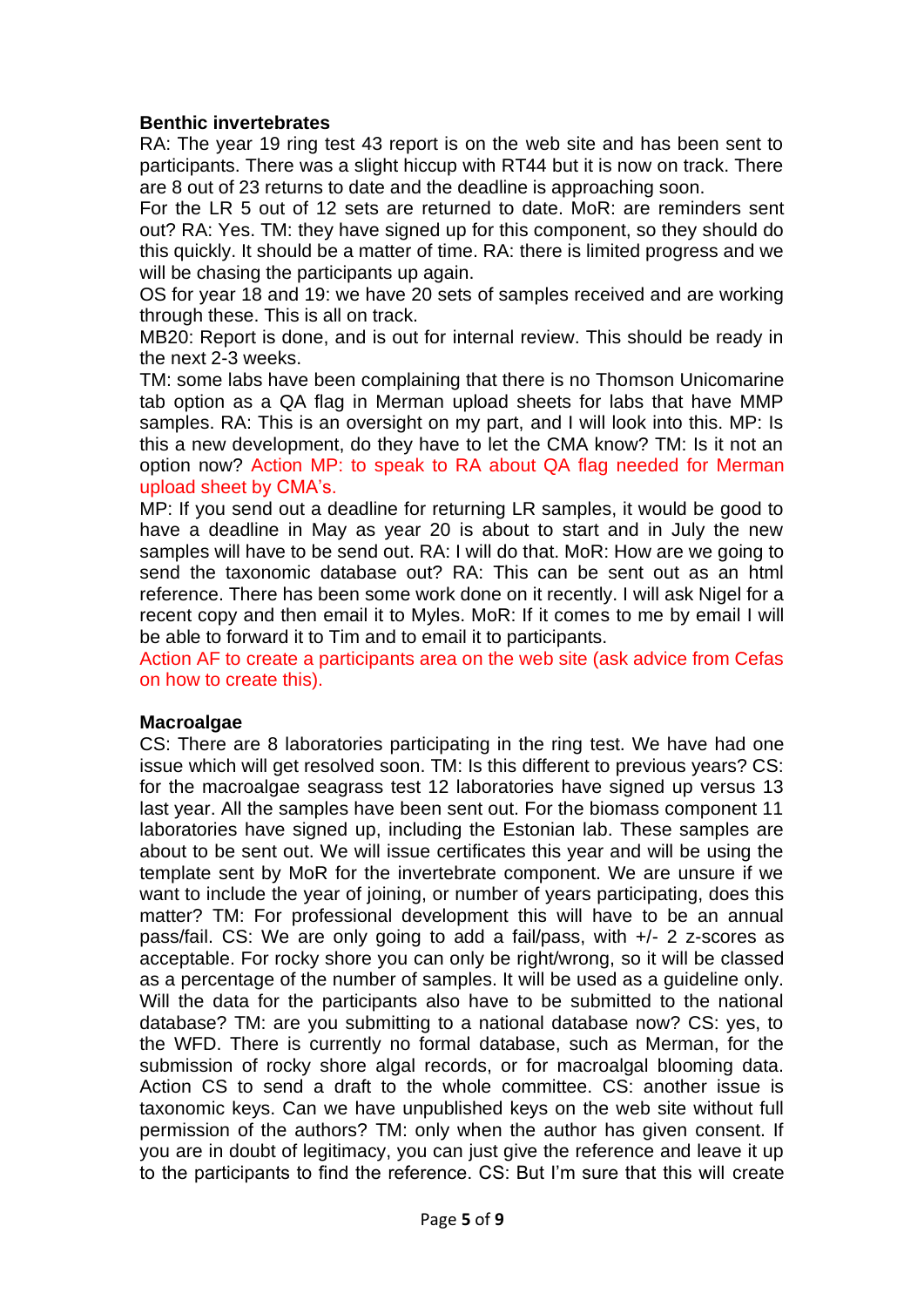**Benthic invertebrates**

RA: The year 19 ring test 43 report is on the web site and has been sent to participants. There was a slight hiccup with RT44 but it is now on track. There are 8 out of 23 returns to date and the deadline is approaching soon.

For the LR 5 out of 12 sets are returned to date. MoR: are reminders sent out? RA: Yes. TM: they have signed up for this component, so they should do this quickly. It should be a matter of time. RA: there is limited progress and we will be chasing the participants up again.

OS for year 18 and 19: we have 20 sets of samples received and are working through these. This is all on track.

MB20: Report is done, and is out for internal review. This should be ready in the next 2-3 weeks.

TM: some labs have been complaining that there is no Thomson Unicomarine tab option as a QA flag in Merman upload sheets for labs that have MMP samples. RA: This is an oversight on my part, and I will look into this. MP: Is this a new development, do they have to let the CMA know? TM: Is it not an option now? Action MP: to speak to RA about QA flag needed for Merman upload sheet by CMA's.

MP: If you send out a deadline for returning LR samples, it would be good to have a deadline in May as year 20 is about to start and in July the new samples will have to be send out. RA: I will do that. MoR: How are we going to send the taxonomic database out? RA: This can be sent out as an html reference. There has been some work done on it recently. I will ask Nigel for a recent copy and then email it to Myles. MoR: If it comes to me by email I will be able to forward it to Tim and to email it to participants.

Action AF to create a participants area on the web site (ask advice from Cefas on how to create this).

**Macroalgae**

CS: There are 8 laboratories participating in the ring test. We have had one issue which will get resolved soon. TM: Is this different to previous years? CS: for the macroalgae seagrass test 12 laboratories have signed up versus 13 last year. All the samples have been sent out. For the biomass component 11 laboratories have signed up, including the Estonian lab. These samples are about to be sent out. We will issue certificates this year and will be using the template sent by MoR for the invertebrate component. We are unsure if we want to include the year of joining, or number of years participating, does this matter? TM: For professional development this will have to be an annual pass/fail. CS: We are only going to add a fail/pass, with +/- 2 z-scores as acceptable. For rocky shore you can only be right/wrong, so it will be classed as a percentage of the number of samples. It will be used as a guideline only. Will the data for the participants also have to be submitted to the national database? TM: are you submitting to a national database now? CS: yes, to the WFD. There is currently no formal database, such as Merman, for the submission of rocky shore algal records, or for macroalgal blooming data. Action CS to send a draft to the whole committee. CS: another issue is taxonomic keys. Can we have unpublished keys on the web site without full permission of the authors? TM: only when the author has given consent. If you are in doubt of legitimacy, you can just give the reference and leave it up to the participants to find the reference. CS: But I'm sure that this will create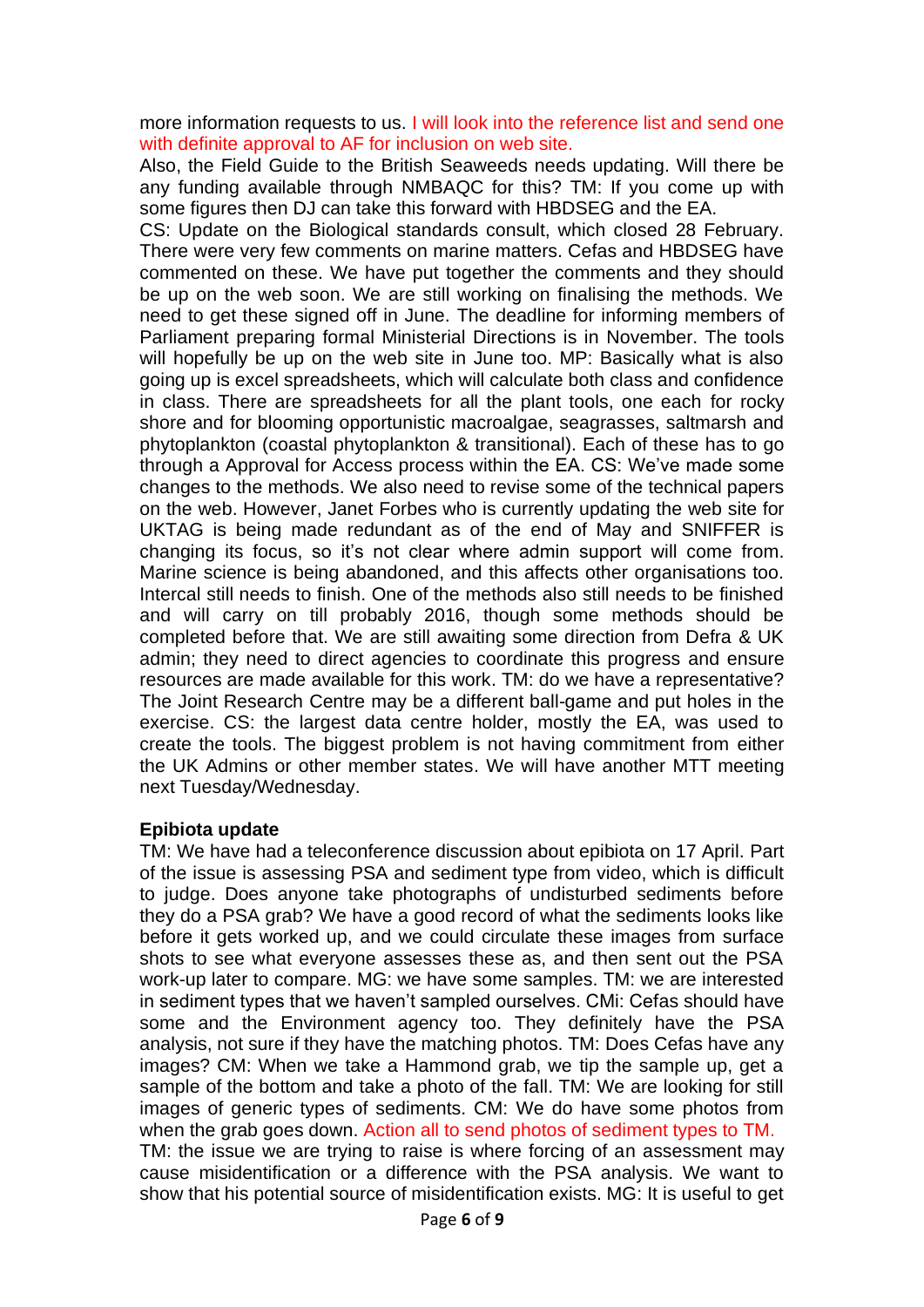more information requests to us. I will look into the reference list and send one with definite approval to AF for inclusion on web site.
Also, the Field Guide to the British Seaweeds needs updating. Will there be any funding available through NMBAQC for this? TM: If you come up with some figures then DJ can take this forward with HBDSEG and the EA.
CS: Update on the Biological standards consult, which closed 28 February. There were very few comments on marine matters. Cefas and HBDSEG have commented on these. We have put together the comments and they should be up on the web soon. We are still working on finalising the methods. We need to get these signed off in June. The deadline for informing members of Parliament preparing formal Ministerial Directions is in November. The tools will hopefully be up on the web site in June too. MP: Basically what is also going up is excel spreadsheets, which will calculate both class and confidence in class. There are spreadsheets for all the plant tools, one each for rocky shore and for blooming opportunistic macroalgae, seagrasses, saltmarsh and phytoplankton (coastal phytoplankton & transitional). Each of these has to go through a Approval for Access process within the EA. CS: We've made some changes to the methods. We also need to revise some of the technical papers on the web. However, Janet Forbes who is currently updating the web site for UKTAG is being made redundant as of the end of May and SNIFFER is changing its focus, so it's not clear where admin support will come from. Marine science is being abandoned, and this affects other organisations too. Intercal still needs to finish. One of the methods also still needs to be finished and will carry on till probably 2016, though some methods should be completed before that. We are still awaiting some direction from Defra & UK admin; they need to direct agencies to coordinate this progress and ensure resources are made available for this work. TM: do we have a representative? The Joint Research Centre may be a different ball-game and put holes in the exercise. CS: the largest data centre holder, mostly the EA, was used to create the tools. The biggest problem is not having commitment from either the UK Admins or other member states. We will have another MTT meeting next Tuesday/Wednesday.

**Epibiota update**

TM: We have had a teleconference discussion about epibiota on 17 April. Part of the issue is assessing PSA and sediment type from video, which is difficult to judge. Does anyone take photographs of undisturbed sediments before they do a PSA grab? We have a good record of what the sediments looks like before it gets worked up, and we could circulate these images from surface shots to see what everyone assesses these as, and then sent out the PSA work-up later to compare. MG: we have some samples. TM: we are interested in sediment types that we haven't sampled ourselves. CMi: Cefas should have some and the Environment agency too. They definitely have the PSA analysis, not sure if they have the matching photos. TM: Does Cefas have any images? CM: When we take a Hammond grab, we tip the sample up, get a sample of the bottom and take a photo of the fall. TM: We are looking for still images of generic types of sediments. CM: We do have some photos from when the grab goes down. Action all to send photos of sediment types to TM.
TM: the issue we are trying to raise is where forcing of an assessment may cause misidentification or a difference with the PSA analysis. We want to show that his potential source of misidentification exists. MG: It is useful to get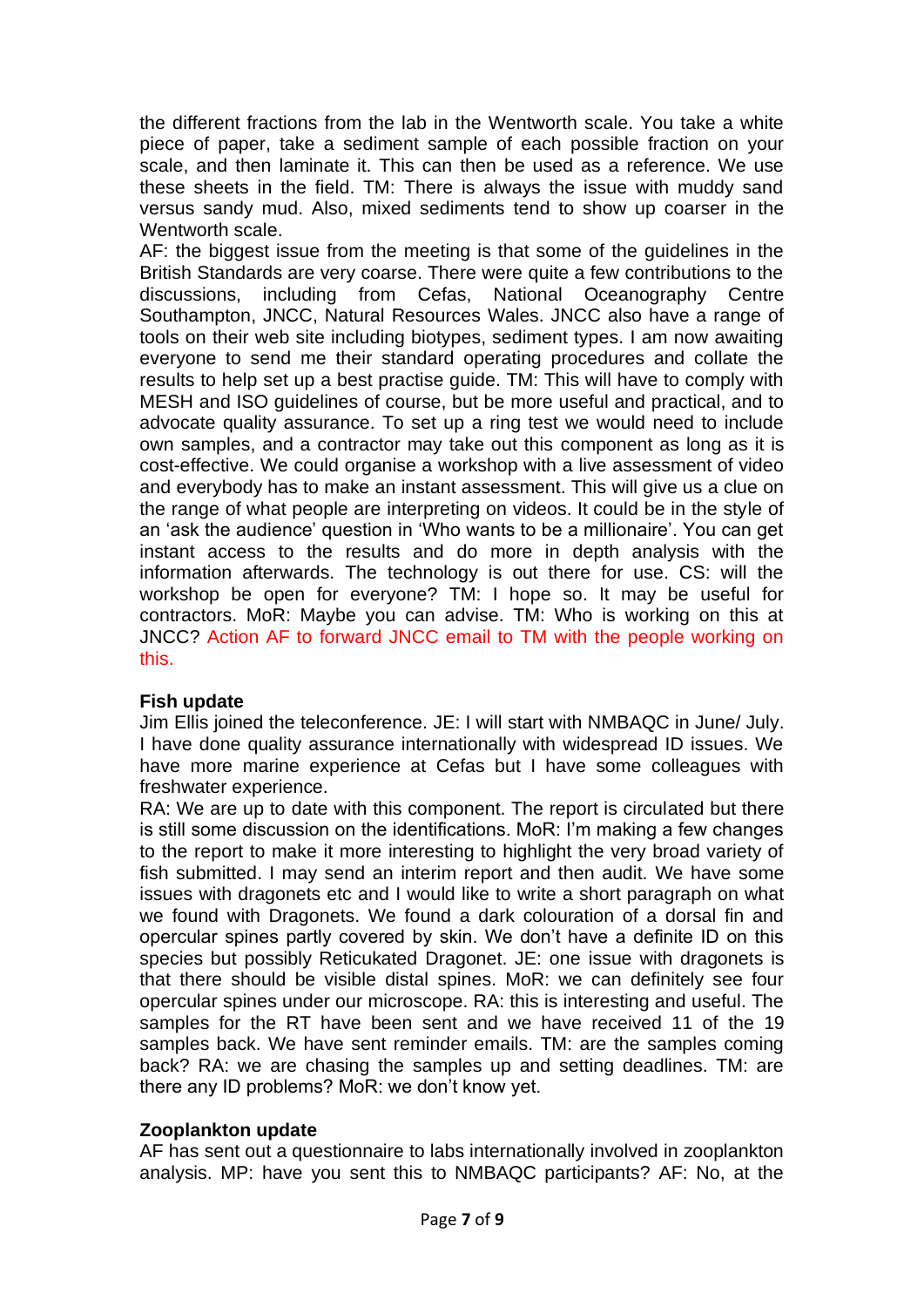the different fractions from the lab in the Wentworth scale. You take a white piece of paper, take a sediment sample of each possible fraction on your scale, and then laminate it. This can then be used as a reference. We use these sheets in the field. TM: There is always the issue with muddy sand versus sandy mud. Also, mixed sediments tend to show up coarser in the Wentworth scale.

AF: the biggest issue from the meeting is that some of the guidelines in the British Standards are very coarse. There were quite a few contributions to the discussions, including from Cefas, National Oceanography Centre Southampton, JNCC, Natural Resources Wales. JNCC also have a range of tools on their web site including biotypes, sediment types. I am now awaiting everyone to send me their standard operating procedures and collate the results to help set up a best practise guide. TM: This will have to comply with MESH and ISO guidelines of course, but be more useful and practical, and to advocate quality assurance. To set up a ring test we would need to include own samples, and a contractor may take out this component as long as it is cost-effective. We could organise a workshop with a live assessment of video and everybody has to make an instant assessment. This will give us a clue on the range of what people are interpreting on videos. It could be in the style of an 'ask the audience' question in 'Who wants to be a millionaire'. You can get instant access to the results and do more in depth analysis with the information afterwards. The technology is out there for use. CS: will the workshop be open for everyone? TM: I hope so. It may be useful for contractors. MoR: Maybe you can advise. TM: Who is working on this at JNCC? Action AF to forward JNCC email to TM with the people working on this.

**Fish update**

Jim Ellis joined the teleconference. JE: I will start with NMBAQC in June/ July. I have done quality assurance internationally with widespread ID issues. We have more marine experience at Cefas but I have some colleagues with freshwater experience.

RA: We are up to date with this component. The report is circulated but there is still some discussion on the identifications. MoR: I'm making a few changes to the report to make it more interesting to highlight the very broad variety of fish submitted. I may send an interim report and then audit. We have some issues with dragonets etc and I would like to write a short paragraph on what we found with Dragonets. We found a dark colouration of a dorsal fin and opercular spines partly covered by skin. We don't have a definite ID on this species but possibly Reticukated Dragonet. JE: one issue with dragonets is that there should be visible distal spines. MoR: we can definitely see four opercular spines under our microscope. RA: this is interesting and useful. The samples for the RT have been sent and we have received 11 of the 19 samples back. We have sent reminder emails. TM: are the samples coming back? RA: we are chasing the samples up and setting deadlines. TM: are there any ID problems? MoR: we don't know yet.

**Zooplankton update**

AF has sent out a questionnaire to labs internationally involved in zooplankton analysis. MP: have you sent this to NMBAQC participants? AF: No, at the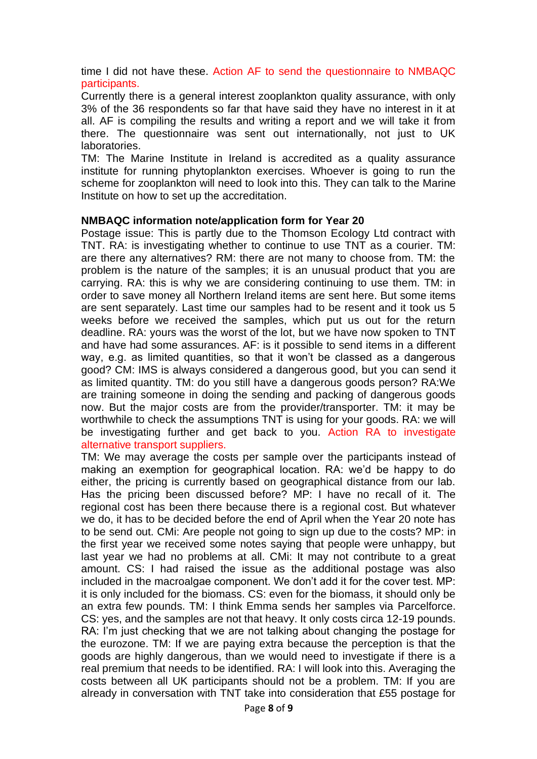time I did not have these. Action AF to send the questionnaire to NMBAQC participants.

Currently there is a general interest zooplankton quality assurance, with only 3% of the 36 respondents so far that have said they have no interest in it at all. AF is compiling the results and writing a report and we will take it from there. The questionnaire was sent out internationally, not just to UK laboratories.

TM: The Marine Institute in Ireland is accredited as a quality assurance institute for running phytoplankton exercises. Whoever is going to run the scheme for zooplankton will need to look into this. They can talk to the Marine Institute on how to set up the accreditation.

**NMBAQC information note/application form for Year 20**

Postage issue: This is partly due to the Thomson Ecology Ltd contract with TNT. RA: is investigating whether to continue to use TNT as a courier. TM: are there any alternatives? RM: there are not many to choose from. TM: the problem is the nature of the samples; it is an unusual product that you are carrying. RA: this is why we are considering continuing to use them. TM: in order to save money all Northern Ireland items are sent here. But some items are sent separately. Last time our samples had to be resent and it took us 5 weeks before we received the samples, which put us out for the return deadline. RA: yours was the worst of the lot, but we have now spoken to TNT and have had some assurances. AF: is it possible to send items in a different way, e.g. as limited quantities, so that it won't be classed as a dangerous good? CM: IMS is always considered a dangerous good, but you can send it as limited quantity. TM: do you still have a dangerous goods person? RA:We are training someone in doing the sending and packing of dangerous goods now. But the major costs are from the provider/transporter. TM: it may be worthwhile to check the assumptions TNT is using for your goods. RA: we will be investigating further and get back to you. Action RA to investigate alternative transport suppliers.

TM: We may average the costs per sample over the participants instead of making an exemption for geographical location. RA: we'd be happy to do either, the pricing is currently based on geographical distance from our lab. Has the pricing been discussed before? MP: I have no recall of it. The regional cost has been there because there is a regional cost. But whatever we do, it has to be decided before the end of April when the Year 20 note has to be send out. CMi: Are people not going to sign up due to the costs? MP: in the first year we received some notes saying that people were unhappy, but last year we had no problems at all. CMi: It may not contribute to a great amount. CS: I had raised the issue as the additional postage was also included in the macroalgae component. We don't add it for the cover test. MP: it is only included for the biomass. CS: even for the biomass, it should only be an extra few pounds. TM: I think Emma sends her samples via Parcelforce. CS: yes, and the samples are not that heavy. It only costs circa 12-19 pounds. RA: I'm just checking that we are not talking about changing the postage for the eurozone. TM: If we are paying extra because the perception is that the goods are highly dangerous, than we would need to investigate if there is a real premium that needs to be identified. RA: I will look into this. Averaging the costs between all UK participants should not be a problem. TM: If you are already in conversation with TNT take into consideration that £55 postage for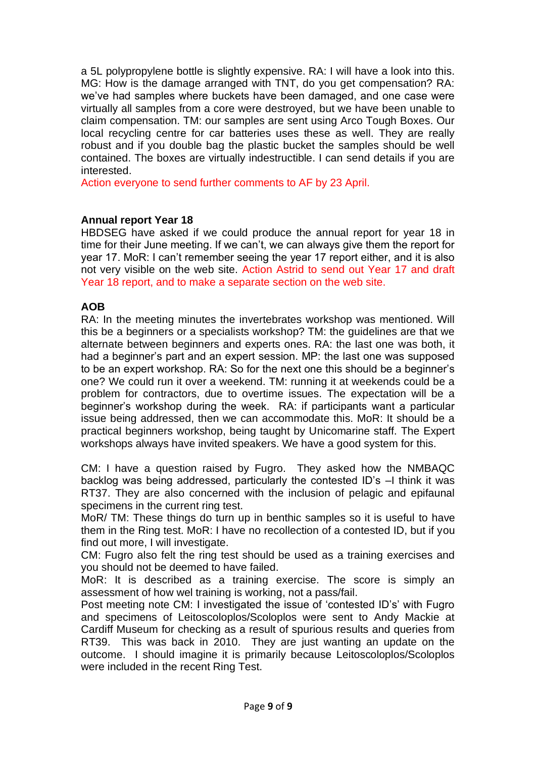a 5L polypropylene bottle is slightly expensive. RA: I will have a look into this. MG: How is the damage arranged with TNT, do you get compensation? RA: we've had samples where buckets have been damaged, and one case were virtually all samples from a core were destroyed, but we have been unable to claim compensation. TM: our samples are sent using Arco Tough Boxes. Our local recycling centre for car batteries uses these as well. They are really robust and if you double bag the plastic bucket the samples should be well contained. The boxes are virtually indestructible. I can send details if you are interested.

Action everyone to send further comments to AF by 23 April.

**Annual report Year 18**

HBDSEG have asked if we could produce the annual report for year 18 in time for their June meeting. If we can't, we can always give them the report for year 17. MoR: I can't remember seeing the year 17 report either, and it is also not very visible on the web site. Action Astrid to send out Year 17 and draft Year 18 report, and to make a separate section on the web site.

**AOB**

RA: In the meeting minutes the invertebrates workshop was mentioned. Will this be a beginners or a specialists workshop? TM: the guidelines are that we alternate between beginners and experts ones. RA: the last one was both, it had a beginner's part and an expert session. MP: the last one was supposed to be an expert workshop. RA: So for the next one this should be a beginner's one? We could run it over a weekend. TM: running it at weekends could be a problem for contractors, due to overtime issues. The expectation will be a beginner's workshop during the week. RA: if participants want a particular issue being addressed, then we can accommodate this. MoR: It should be a practical beginners workshop, being taught by Unicomarine staff. The Expert workshops always have invited speakers. We have a good system for this.

CM: I have a question raised by Fugro. They asked how the NMBAQC backlog was being addressed, particularly the contested ID's –I think it was RT37. They are also concerned with the inclusion of pelagic and epifaunal specimens in the current ring test.

MoR/ TM: These things do turn up in benthic samples so it is useful to have them in the Ring test. MoR: I have no recollection of a contested ID, but if you find out more, I will investigate.

CM: Fugro also felt the ring test should be used as a training exercises and you should not be deemed to have failed.

MoR: It is described as a training exercise. The score is simply an assessment of how wel training is working, not a pass/fail.

Post meeting note CM: I investigated the issue of 'contested ID's' with Fugro and specimens of Leitoscoloplos/Scoloplos were sent to Andy Mackie at Cardiff Museum for checking as a result of spurious results and queries from RT39. This was back in 2010. They are just wanting an update on the outcome. I should imagine it is primarily because Leitoscoloplos/Scoloplos were included in the recent Ring Test.